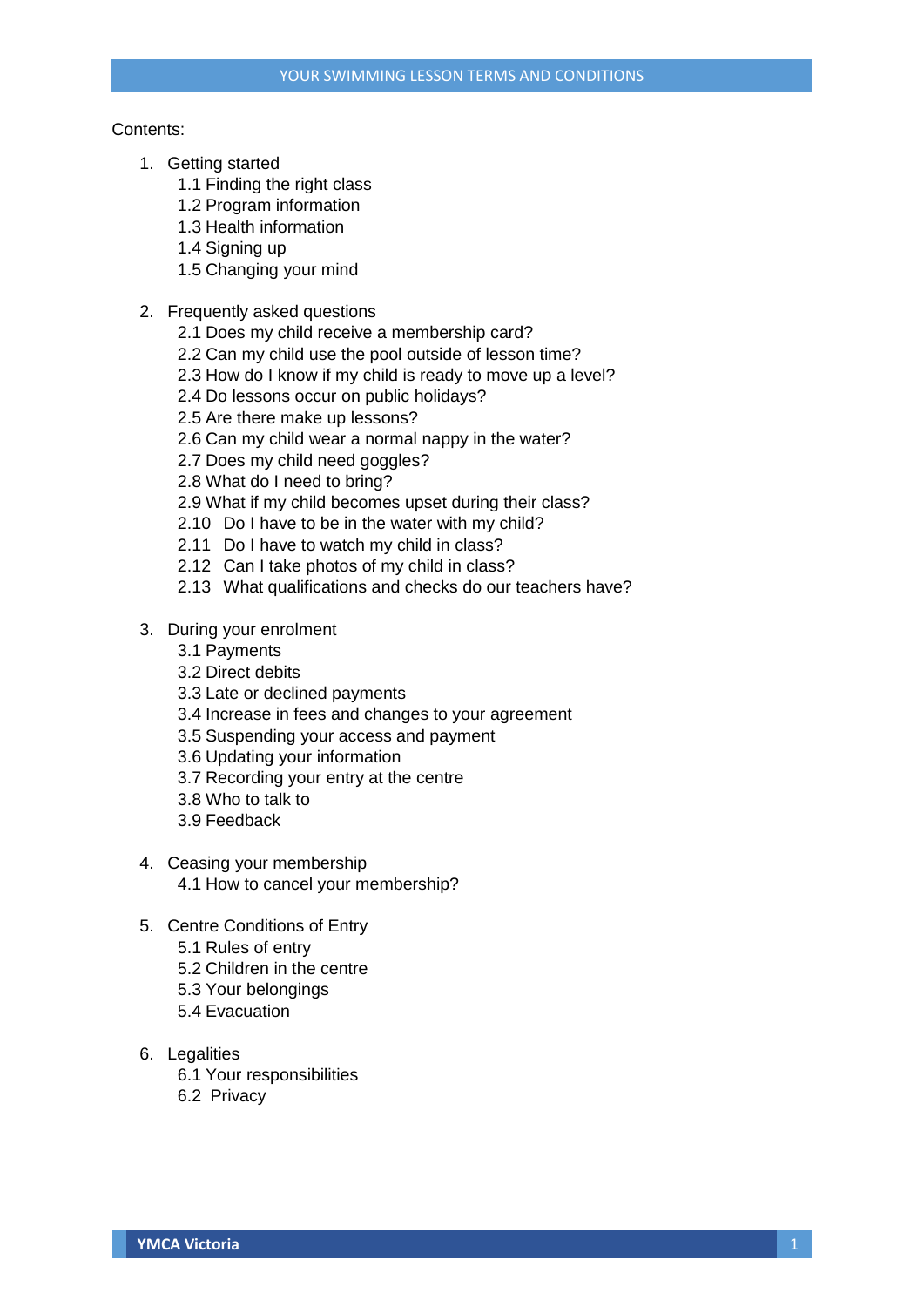# YOUR SWIMMING LESSON TERMS AND CONDITIONS

Contents:

1. Getting started
   - 1.1 Finding the right class
   - 1.2 Program information
   - 1.3 Health information
   - 1.4 Signing up
   - 1.5 Changing your mind

2. Frequently asked questions
   - 2.1 Does my child receive a membership card?
   - 2.2 Can my child use the pool outside of lesson time?
   - 2.3 How do I know if my child is ready to move up a level?
   - 2.4 Do lessons occur on public holidays?
   - 2.5 Are there make up lessons?
   - 2.6 Can my child wear a normal nappy in the water?
   - 2.7 Does my child need goggles?
   - 2.8 What do I need to bring?
   - 2.9 What if my child becomes upset during their class?
   - 2.10 Do I have to be in the water with my child?
   - 2.11 Do I have to watch my child in class?
   - 2.12 Can I take photos of my child in class?
   - 2.13 What qualifications and checks do our teachers have?

3. During your enrolment
   - 3.1 Payments
   - 3.2 Direct debits
   - 3.3 Late or declined payments
   - 3.4 Increase in fees and changes to your agreement
   - 3.5 Suspending your access and payment
   - 3.6 Updating your information
   - 3.7 Recording your entry at the centre
   - 3.8 Who to talk to
   - 3.9 Feedback

4. Ceasing your membership
   - 4.1 How to cancel your membership?

5. Centre Conditions of Entry
   - 5.1 Rules of entry
   - 5.2 Children in the centre
   - 5.3 Your belongings
   - 5.4 Evacuation

6. Legalities
   - 6.1 Your responsibilities
   - 6.2 Privacy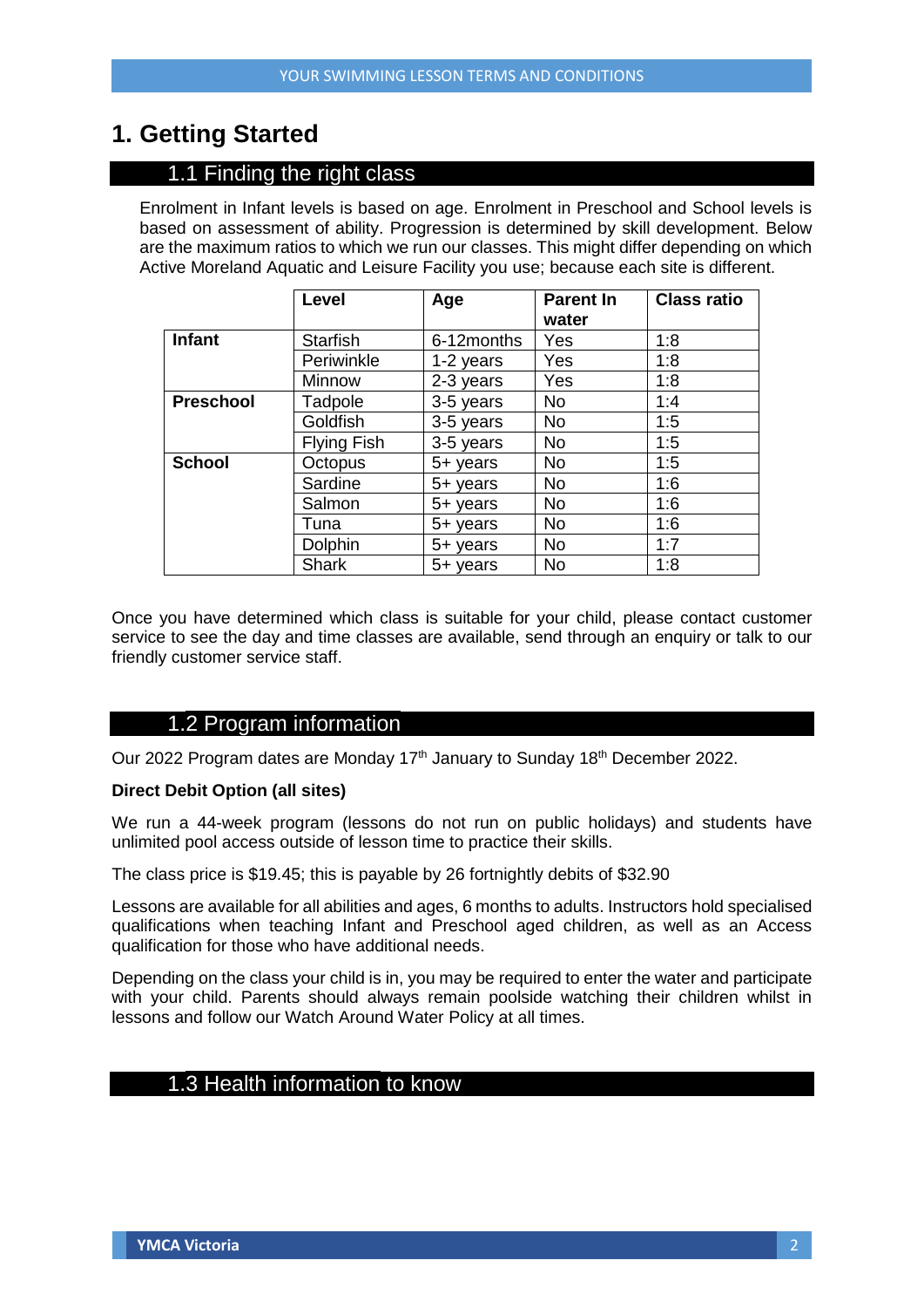# 1. Getting Started

## 1.1 Finding the right class

Enrolment in Infant levels is based on age. Enrolment in Preschool and School levels is based on assessment of ability. Progression is determined by skill development. Below are the maximum ratios to which we run our classes. This might differ depending on which Active Moreland Aquatic and Leisure Facility you use; because each site is different.

| | Level | Age | Parent In water | Class ratio |
|---|---|---|---|---|
| **Infant** | Starfish | 6-12months | Yes | 1:8 |
| | Periwinkle | 1-2 years | Yes | 1:8 |
| | Minnow | 2-3 years | Yes | 1:8 |
| **Preschool** | Tadpole | 3-5 years | No | 1:4 |
| | Goldfish | 3-5 years | No | 1:5 |
| | Flying Fish | 3-5 years | No | 1:5 |
| **School** | Octopus | 5+ years | No | 1:5 |
| | Sardine | 5+ years | No | 1:6 |
| | Salmon | 5+ years | No | 1:6 |
| | Tuna | 5+ years | No | 1:6 |
| | Dolphin | 5+ years | No | 1:7 |
| | Shark | 5+ years | No | 1:8 |

Once you have determined which class is suitable for your child, please contact customer service to see the day and time classes are available, send through an enquiry or talk to our friendly customer service staff.

## 1.2 Program information

Our 2022 Program dates are Monday 17th January to Sunday 18th December 2022.

**Direct Debit Option (all sites)**

We run a 44-week program (lessons do not run on public holidays) and students have unlimited pool access outside of lesson time to practice their skills.

The class price is $19.45; this is payable by 26 fortnightly debits of $32.90

Lessons are available for all abilities and ages, 6 months to adults. Instructors hold specialised qualifications when teaching Infant and Preschool aged children, as well as an Access qualification for those who have additional needs.

Depending on the class your child is in, you may be required to enter the water and participate with your child. Parents should always remain poolside watching their children whilst in lessons and follow our Watch Around Water Policy at all times.

## 1.3 Health information to know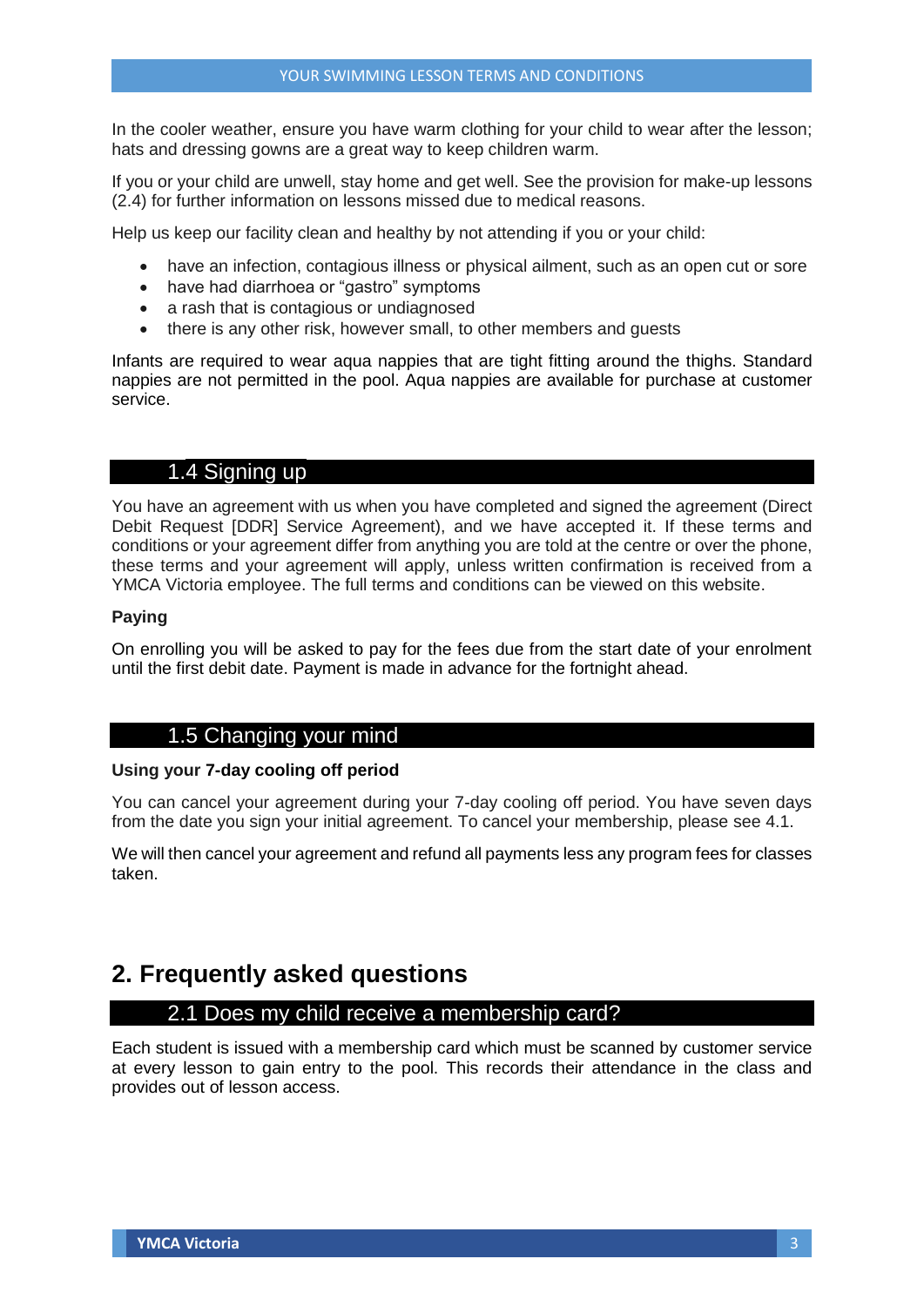In the cooler weather, ensure you have warm clothing for your child to wear after the lesson; hats and dressing gowns are a great way to keep children warm.

If you or your child are unwell, stay home and get well. See the provision for make-up lessons (2.4) for further information on lessons missed due to medical reasons.

Help us keep our facility clean and healthy by not attending if you or your child:

- have an infection, contagious illness or physical ailment, such as an open cut or sore
- have had diarrhoea or "gastro" symptoms
- a rash that is contagious or undiagnosed
- there is any other risk, however small, to other members and guests

Infants are required to wear aqua nappies that are tight fitting around the thighs. Standard nappies are not permitted in the pool. Aqua nappies are available for purchase at customer service.

### 1.4 Signing up

You have an agreement with us when you have completed and signed the agreement (Direct Debit Request [DDR] Service Agreement), and we have accepted it. If these terms and conditions or your agreement differ from anything you are told at the centre or over the phone, these terms and your agreement will apply, unless written confirmation is received from a YMCA Victoria employee. The full terms and conditions can be viewed on this website.

**Paying**

On enrolling you will be asked to pay for the fees due from the start date of your enrolment until the first debit date. Payment is made in advance for the fortnight ahead.

### 1.5 Changing your mind

**Using your 7-day cooling off period**

You can cancel your agreement during your 7-day cooling off period. You have seven days from the date you sign your initial agreement. To cancel your membership, please see 4.1.

We will then cancel your agreement and refund all payments less any program fees for classes taken.

## 2. Frequently asked questions

### 2.1 Does my child receive a membership card?

Each student is issued with a membership card which must be scanned by customer service at every lesson to gain entry to the pool. This records their attendance in the class and provides out of lesson access.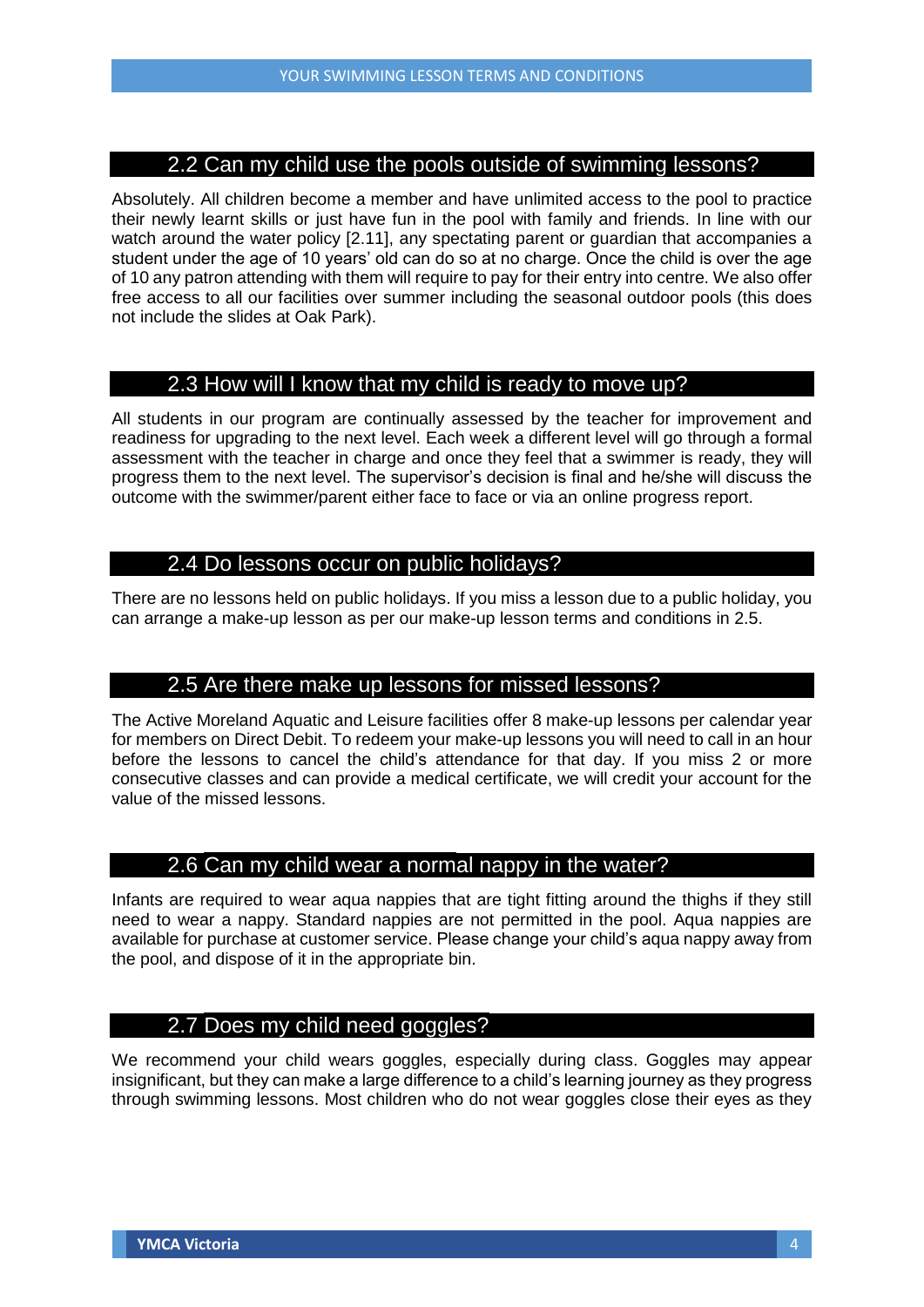## 2.2 Can my child use the pools outside of swimming lessons?

Absolutely. All children become a member and have unlimited access to the pool to practice their newly learnt skills or just have fun in the pool with family and friends. In line with our watch around the water policy [2.11], any spectating parent or guardian that accompanies a student under the age of 10 years' old can do so at no charge. Once the child is over the age of 10 any patron attending with them will require to pay for their entry into centre. We also offer free access to all our facilities over summer including the seasonal outdoor pools (this does not include the slides at Oak Park).

## 2.3 How will I know that my child is ready to move up?

All students in our program are continually assessed by the teacher for improvement and readiness for upgrading to the next level. Each week a different level will go through a formal assessment with the teacher in charge and once they feel that a swimmer is ready, they will progress them to the next level. The supervisor's decision is final and he/she will discuss the outcome with the swimmer/parent either face to face or via an online progress report.

## 2.4 Do lessons occur on public holidays?

There are no lessons held on public holidays. If you miss a lesson due to a public holiday, you can arrange a make-up lesson as per our make-up lesson terms and conditions in 2.5.

## 2.5 Are there make up lessons for missed lessons?

The Active Moreland Aquatic and Leisure facilities offer 8 make-up lessons per calendar year for members on Direct Debit. To redeem your make-up lessons you will need to call in an hour before the lessons to cancel the child's attendance for that day. If you miss 2 or more consecutive classes and can provide a medical certificate, we will credit your account for the value of the missed lessons.

## 2.6 Can my child wear a normal nappy in the water?

Infants are required to wear aqua nappies that are tight fitting around the thighs if they still need to wear a nappy. Standard nappies are not permitted in the pool. Aqua nappies are available for purchase at customer service. Please change your child's aqua nappy away from the pool, and dispose of it in the appropriate bin.

## 2.7 Does my child need goggles?

We recommend your child wears goggles, especially during class. Goggles may appear insignificant, but they can make a large difference to a child's learning journey as they progress through swimming lessons. Most children who do not wear goggles close their eyes as they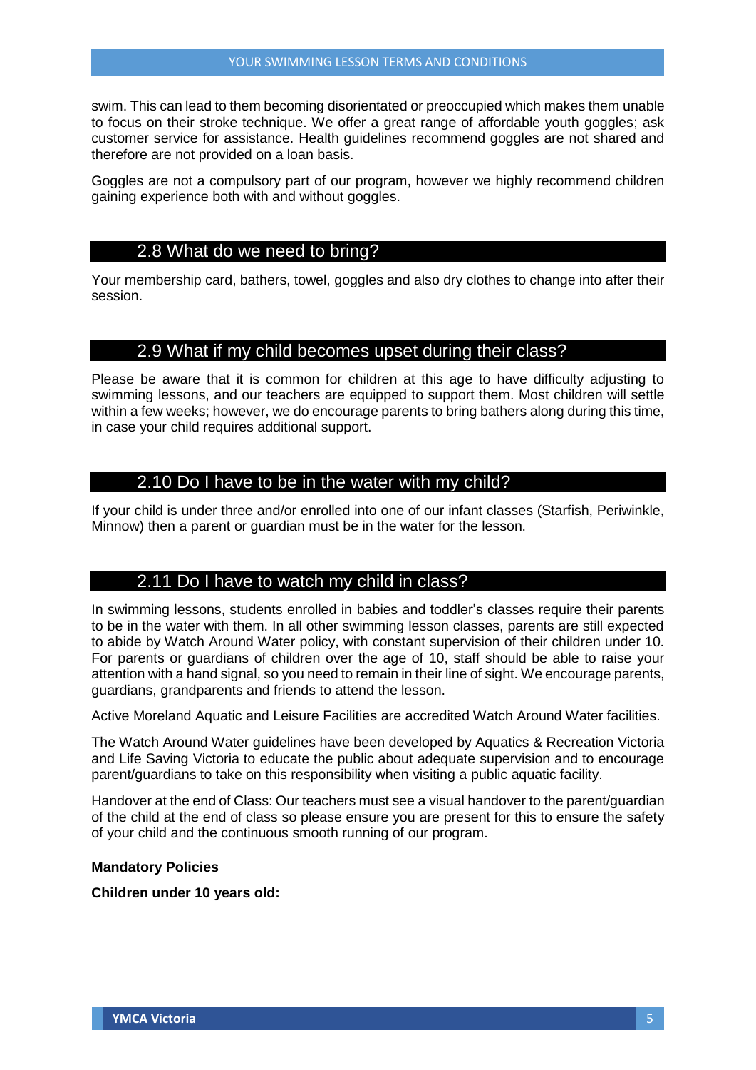swim. This can lead to them becoming disorientated or preoccupied which makes them unable to focus on their stroke technique. We offer a great range of affordable youth goggles; ask customer service for assistance. Health guidelines recommend goggles are not shared and therefore are not provided on a loan basis.

Goggles are not a compulsory part of our program, however we highly recommend children gaining experience both with and without goggles.

## 2.8 What do we need to bring?

Your membership card, bathers, towel, goggles and also dry clothes to change into after their session.

## 2.9 What if my child becomes upset during their class?

Please be aware that it is common for children at this age to have difficulty adjusting to swimming lessons, and our teachers are equipped to support them. Most children will settle within a few weeks; however, we do encourage parents to bring bathers along during this time, in case your child requires additional support.

## 2.10 Do I have to be in the water with my child?

If your child is under three and/or enrolled into one of our infant classes (Starfish, Periwinkle, Minnow) then a parent or guardian must be in the water for the lesson.

## 2.11 Do I have to watch my child in class?

In swimming lessons, students enrolled in babies and toddler's classes require their parents to be in the water with them. In all other swimming lesson classes, parents are still expected to abide by Watch Around Water policy, with constant supervision of their children under 10. For parents or guardians of children over the age of 10, staff should be able to raise your attention with a hand signal, so you need to remain in their line of sight. We encourage parents, guardians, grandparents and friends to attend the lesson.

Active Moreland Aquatic and Leisure Facilities are accredited Watch Around Water facilities.

The Watch Around Water guidelines have been developed by Aquatics & Recreation Victoria and Life Saving Victoria to educate the public about adequate supervision and to encourage parent/guardians to take on this responsibility when visiting a public aquatic facility.

Handover at the end of Class: Our teachers must see a visual handover to the parent/guardian of the child at the end of class so please ensure you are present for this to ensure the safety of your child and the continuous smooth running of our program.

**Mandatory Policies**

**Children under 10 years old:**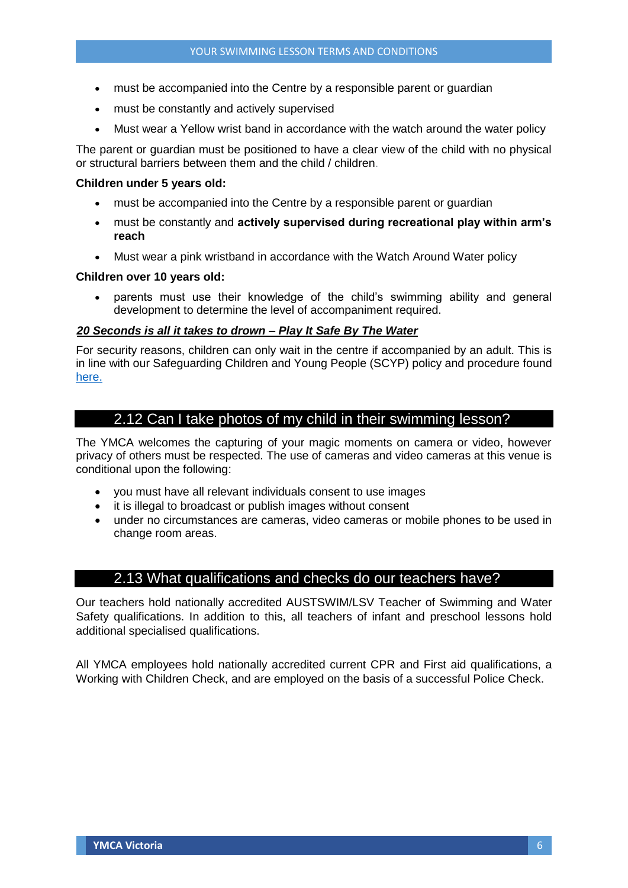- must be accompanied into the Centre by a responsible parent or guardian
- must be constantly and actively supervised
- Must wear a Yellow wrist band in accordance with the watch around the water policy

The parent or guardian must be positioned to have a clear view of the child with no physical or structural barriers between them and the child / children.

**Children under 5 years old:**

- must be accompanied into the Centre by a responsible parent or guardian
- must be constantly and **actively supervised during recreational play within arm's reach**
- Must wear a pink wristband in accordance with the Watch Around Water policy

**Children over 10 years old:**

- parents must use their knowledge of the child's swimming ability and general development to determine the level of accompaniment required.

***20 Seconds is all it takes to drown – Play It Safe By The Water***

For security reasons, children can only wait in the centre if accompanied by an adult. This is in line with our Safeguarding Children and Young People (SCYP) policy and procedure found here.

## 2.12 Can I take photos of my child in their swimming lesson?

The YMCA welcomes the capturing of your magic moments on camera or video, however privacy of others must be respected. The use of cameras and video cameras at this venue is conditional upon the following:

- you must have all relevant individuals consent to use images
- it is illegal to broadcast or publish images without consent
- under no circumstances are cameras, video cameras or mobile phones to be used in change room areas.

## 2.13 What qualifications and checks do our teachers have?

Our teachers hold nationally accredited AUSTSWIM/LSV Teacher of Swimming and Water Safety qualifications. In addition to this, all teachers of infant and preschool lessons hold additional specialised qualifications.

All YMCA employees hold nationally accredited current CPR and First aid qualifications, a Working with Children Check, and are employed on the basis of a successful Police Check.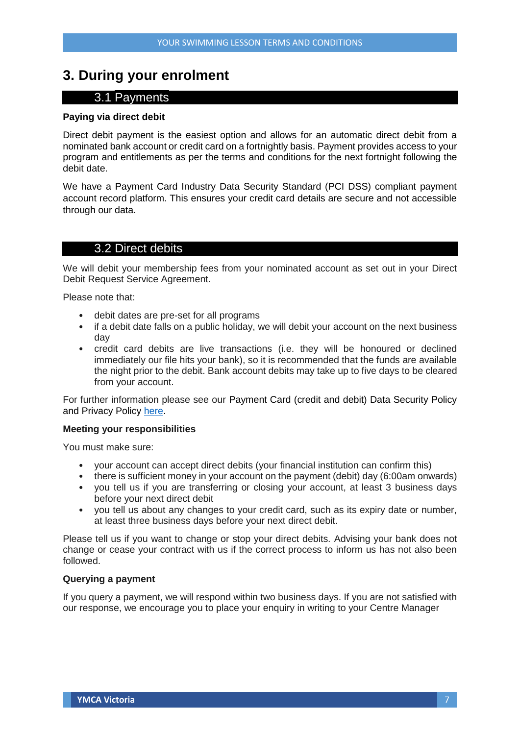# 3. During your enrolment

## 3.1 Payments

**Paying via direct debit**

Direct debit payment is the easiest option and allows for an automatic direct debit from a nominated bank account or credit card on a fortnightly basis. Payment provides access to your program and entitlements as per the terms and conditions for the next fortnight following the debit date.

We have a Payment Card Industry Data Security Standard (PCI DSS) compliant payment account record platform. This ensures your credit card details are secure and not accessible through our data.

## 3.2 Direct debits

We will debit your membership fees from your nominated account as set out in your Direct Debit Request Service Agreement.

Please note that:

- debit dates are pre-set for all programs
- if a debit date falls on a public holiday, we will debit your account on the next business day
- credit card debits are live transactions (i.e. they will be honoured or declined immediately our file hits your bank), so it is recommended that the funds are available the night prior to the debit. Bank account debits may take up to five days to be cleared from your account.

For further information please see our Payment Card (credit and debit) Data Security Policy and Privacy Policy here.

**Meeting your responsibilities**

You must make sure:

- your account can accept direct debits (your financial institution can confirm this)
- there is sufficient money in your account on the payment (debit) day (6:00am onwards)
- you tell us if you are transferring or closing your account, at least 3 business days before your next direct debit
- you tell us about any changes to your credit card, such as its expiry date or number, at least three business days before your next direct debit.

Please tell us if you want to change or stop your direct debits. Advising your bank does not change or cease your contract with us if the correct process to inform us has not also been followed.

**Querying a payment**

If you query a payment, we will respond within two business days. If you are not satisfied with our response, we encourage you to place your enquiry in writing to your Centre Manager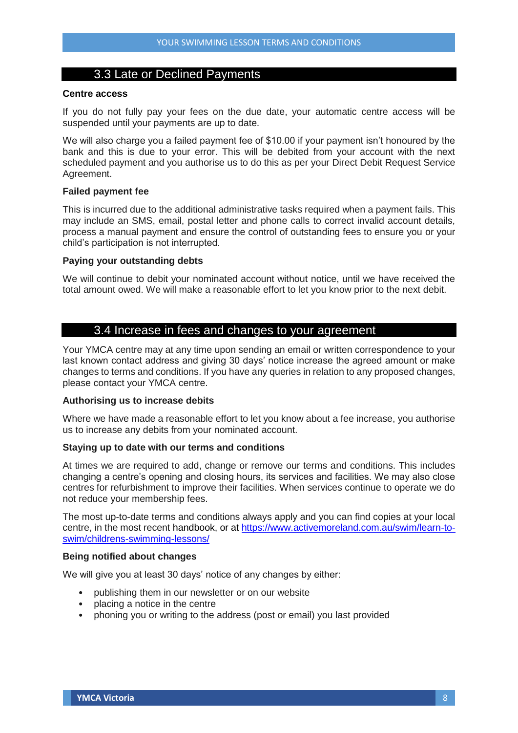## 3.3 Late or Declined Payments

**Centre access**

If you do not fully pay your fees on the due date, your automatic centre access will be suspended until your payments are up to date.

We will also charge you a failed payment fee of $10.00 if your payment isn't honoured by the bank and this is due to your error. This will be debited from your account with the next scheduled payment and you authorise us to do this as per your Direct Debit Request Service Agreement.

**Failed payment fee**

This is incurred due to the additional administrative tasks required when a payment fails. This may include an SMS, email, postal letter and phone calls to correct invalid account details, process a manual payment and ensure the control of outstanding fees to ensure you or your child's participation is not interrupted.

**Paying your outstanding debts**

We will continue to debit your nominated account without notice, until we have received the total amount owed. We will make a reasonable effort to let you know prior to the next debit.

## 3.4 Increase in fees and changes to your agreement

Your YMCA centre may at any time upon sending an email or written correspondence to your last known contact address and giving 30 days' notice increase the agreed amount or make changes to terms and conditions. If you have any queries in relation to any proposed changes, please contact your YMCA centre.

**Authorising us to increase debits**

Where we have made a reasonable effort to let you know about a fee increase, you authorise us to increase any debits from your nominated account.

**Staying up to date with our terms and conditions**

At times we are required to add, change or remove our terms and conditions. This includes changing a centre's opening and closing hours, its services and facilities. We may also close centres for refurbishment to improve their facilities. When services continue to operate we do not reduce your membership fees.

The most up-to-date terms and conditions always apply and you can find copies at your local centre, in the most recent handbook, or at https://www.activemoreland.com.au/swim/learn-to-swim/childrens-swimming-lessons/

**Being notified about changes**

We will give you at least 30 days' notice of any changes by either:

- publishing them in our newsletter or on our website
- placing a notice in the centre
- phoning you or writing to the address (post or email) you last provided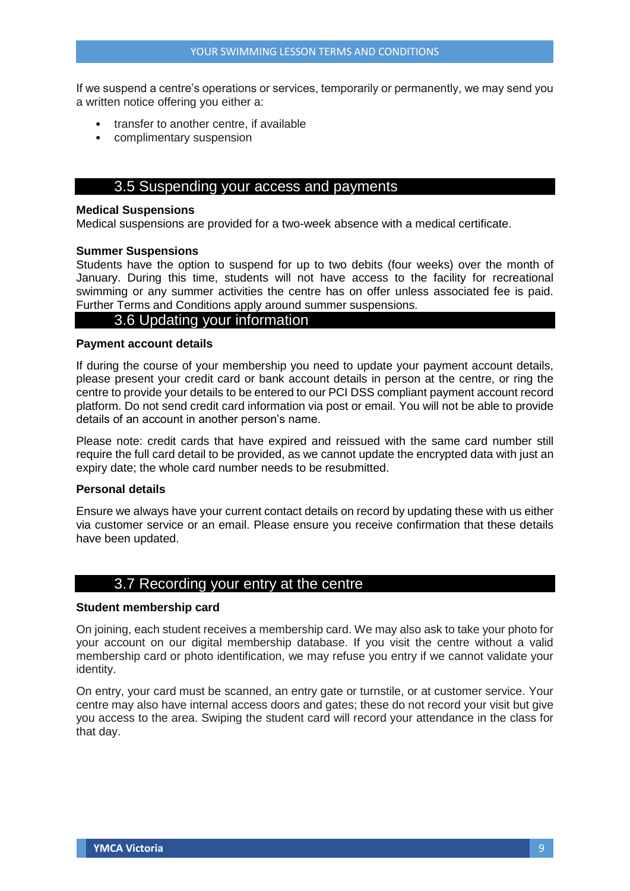If we suspend a centre's operations or services, temporarily or permanently, we may send you a written notice offering you either a:

- transfer to another centre, if available
- complimentary suspension

## 3.5 Suspending your access and payments

**Medical Suspensions**

Medical suspensions are provided for a two-week absence with a medical certificate.

**Summer Suspensions**

Students have the option to suspend for up to two debits (four weeks) over the month of January. During this time, students will not have access to the facility for recreational swimming or any summer activities the centre has on offer unless associated fee is paid. Further Terms and Conditions apply around summer suspensions.

## 3.6 Updating your information

**Payment account details**

If during the course of your membership you need to update your payment account details, please present your credit card or bank account details in person at the centre, or ring the centre to provide your details to be entered to our PCI DSS compliant payment account record platform. Do not send credit card information via post or email. You will not be able to provide details of an account in another person's name.

Please note: credit cards that have expired and reissued with the same card number still require the full card detail to be provided, as we cannot update the encrypted data with just an expiry date; the whole card number needs to be resubmitted.

**Personal details**

Ensure we always have your current contact details on record by updating these with us either via customer service or an email. Please ensure you receive confirmation that these details have been updated.

## 3.7 Recording your entry at the centre

**Student membership card**

On joining, each student receives a membership card. We may also ask to take your photo for your account on our digital membership database. If you visit the centre without a valid membership card or photo identification, we may refuse you entry if we cannot validate your identity.

On entry, your card must be scanned, an entry gate or turnstile, or at customer service. Your centre may also have internal access doors and gates; these do not record your visit but give you access to the area. Swiping the student card will record your attendance in the class for that day.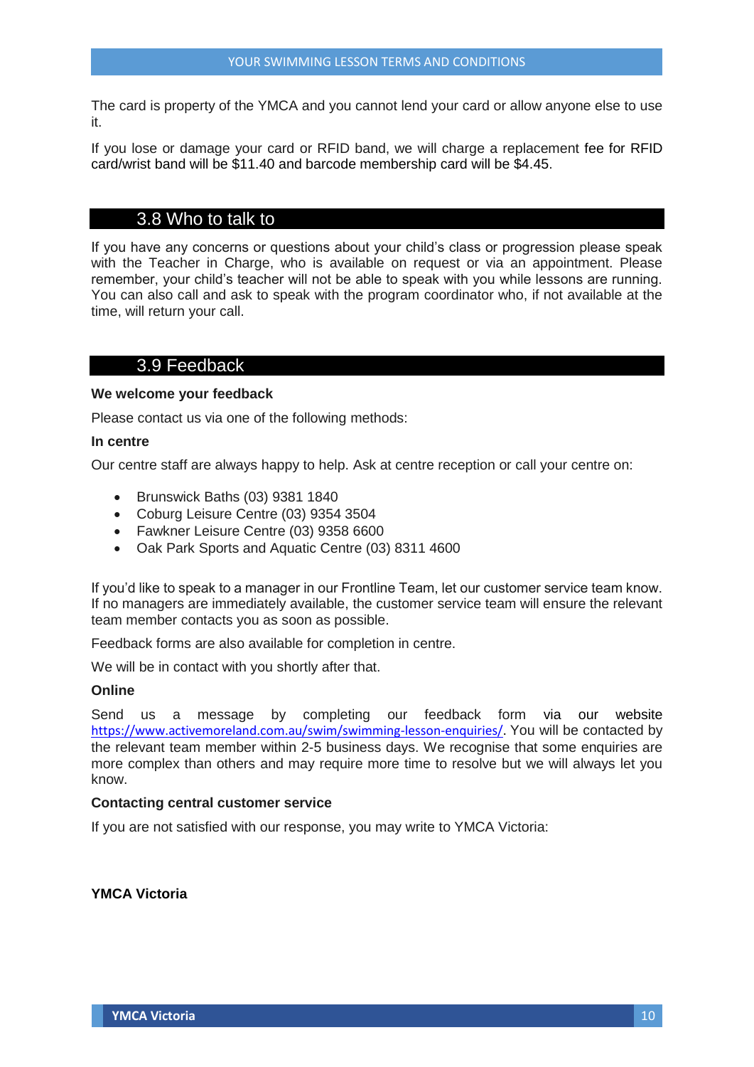The card is property of the YMCA and you cannot lend your card or allow anyone else to use it.

If you lose or damage your card or RFID band, we will charge a replacement fee for RFID card/wrist band will be $11.40 and barcode membership card will be $4.45.

## 3.8 Who to talk to

If you have any concerns or questions about your child's class or progression please speak with the Teacher in Charge, who is available on request or via an appointment. Please remember, your child's teacher will not be able to speak with you while lessons are running. You can also call and ask to speak with the program coordinator who, if not available at the time, will return your call.

## 3.9 Feedback

**We welcome your feedback**

Please contact us via one of the following methods:

**In centre**

Our centre staff are always happy to help. Ask at centre reception or call your centre on:

- Brunswick Baths (03) 9381 1840
- Coburg Leisure Centre (03) 9354 3504
- Fawkner Leisure Centre (03) 9358 6600
- Oak Park Sports and Aquatic Centre (03) 8311 4600

If you'd like to speak to a manager in our Frontline Team, let our customer service team know. If no managers are immediately available, the customer service team will ensure the relevant team member contacts you as soon as possible.

Feedback forms are also available for completion in centre.

We will be in contact with you shortly after that.

**Online**

Send us a message by completing our feedback form via our website https://www.activemoreland.com.au/swim/swimming-lesson-enquiries/. You will be contacted by the relevant team member within 2-5 business days. We recognise that some enquiries are more complex than others and may require more time to resolve but we will always let you know.

**Contacting central customer service**

If you are not satisfied with our response, you may write to YMCA Victoria:

**YMCA Victoria**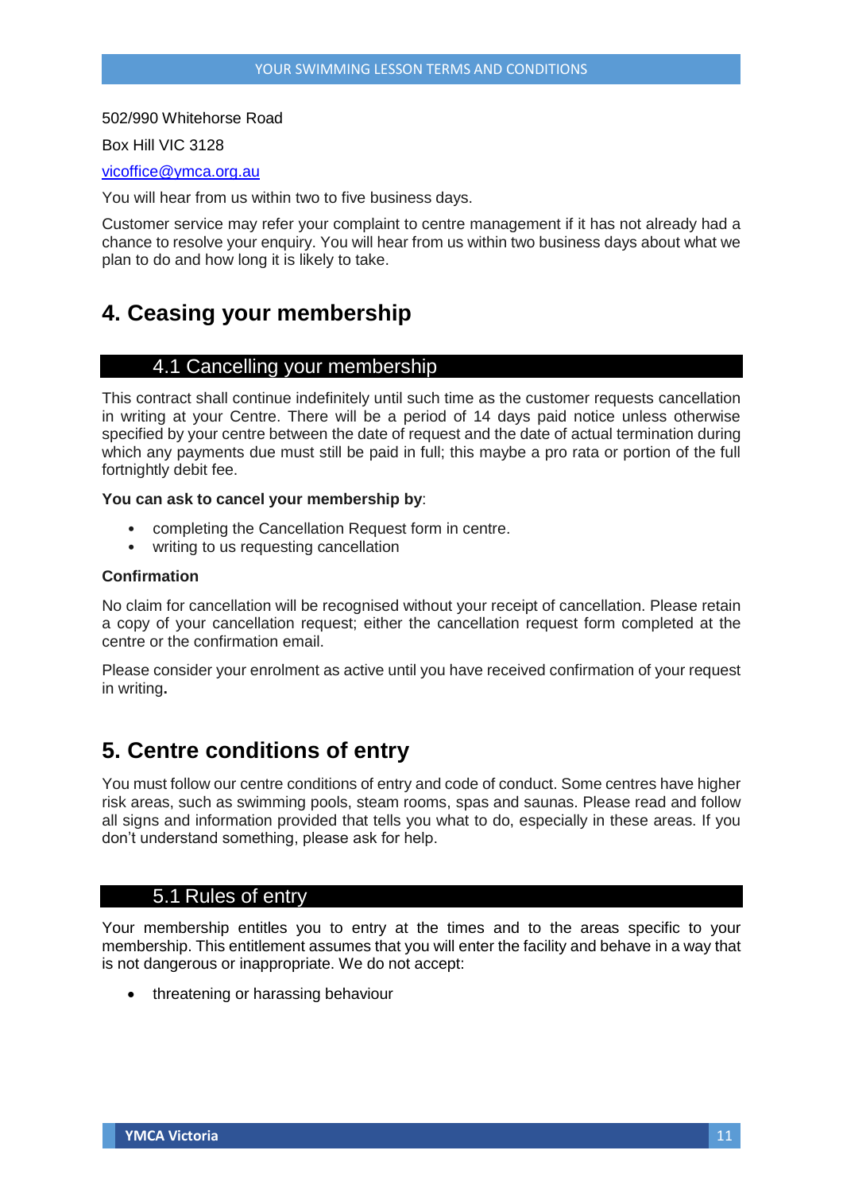502/990 Whitehorse Road

Box Hill VIC 3128

vicoffice@ymca.org.au

You will hear from us within two to five business days.

Customer service may refer your complaint to centre management if it has not already had a chance to resolve your enquiry. You will hear from us within two business days about what we plan to do and how long it is likely to take.

# 4. Ceasing your membership

## 4.1 Cancelling your membership

This contract shall continue indefinitely until such time as the customer requests cancellation in writing at your Centre. There will be a period of 14 days paid notice unless otherwise specified by your centre between the date of request and the date of actual termination during which any payments due must still be paid in full; this maybe a pro rata or portion of the full fortnightly debit fee.

**You can ask to cancel your membership by**:

- completing the Cancellation Request form in centre.
- writing to us requesting cancellation

**Confirmation**

No claim for cancellation will be recognised without your receipt of cancellation. Please retain a copy of your cancellation request; either the cancellation request form completed at the centre or the confirmation email.

Please consider your enrolment as active until you have received confirmation of your request in writing**.**

# 5. Centre conditions of entry

You must follow our centre conditions of entry and code of conduct. Some centres have higher risk areas, such as swimming pools, steam rooms, spas and saunas. Please read and follow all signs and information provided that tells you what to do, especially in these areas. If you don't understand something, please ask for help.

## 5.1 Rules of entry

Your membership entitles you to entry at the times and to the areas specific to your membership. This entitlement assumes that you will enter the facility and behave in a way that is not dangerous or inappropriate. We do not accept:

- threatening or harassing behaviour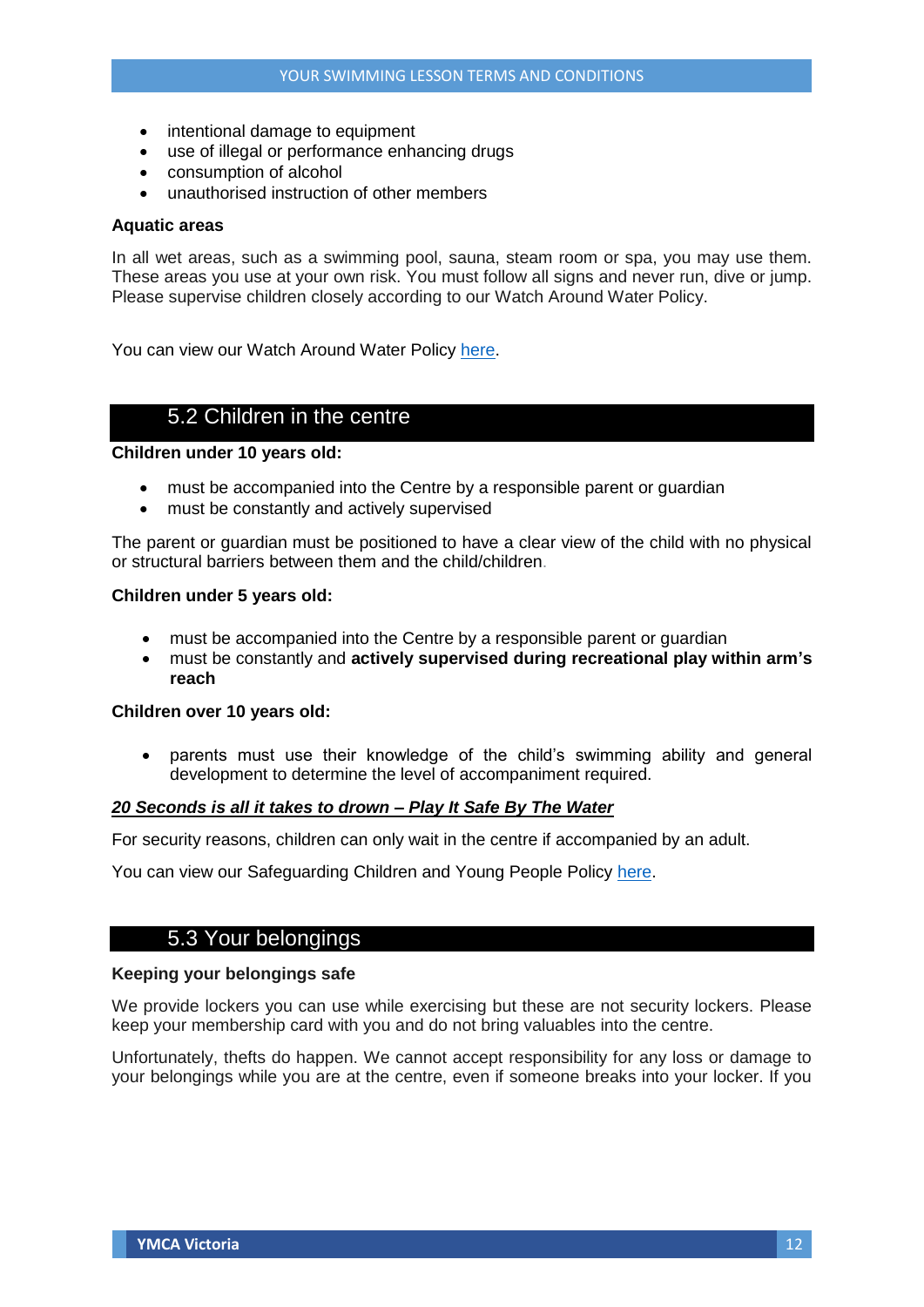- intentional damage to equipment
- use of illegal or performance enhancing drugs
- consumption of alcohol
- unauthorised instruction of other members

**Aquatic areas**

In all wet areas, such as a swimming pool, sauna, steam room or spa, you may use them. These areas you use at your own risk. You must follow all signs and never run, dive or jump. Please supervise children closely according to our Watch Around Water Policy.

You can view our Watch Around Water Policy here.

## 5.2 Children in the centre

**Children under 10 years old:**

- must be accompanied into the Centre by a responsible parent or guardian
- must be constantly and actively supervised

The parent or guardian must be positioned to have a clear view of the child with no physical or structural barriers between them and the child/children.

**Children under 5 years old:**

- must be accompanied into the Centre by a responsible parent or guardian
- must be constantly and **actively supervised during recreational play within arm's reach**

**Children over 10 years old:**

- parents must use their knowledge of the child's swimming ability and general development to determine the level of accompaniment required.

***20 Seconds is all it takes to drown – Play It Safe By The Water***

For security reasons, children can only wait in the centre if accompanied by an adult.

You can view our Safeguarding Children and Young People Policy here.

## 5.3 Your belongings

**Keeping your belongings safe**

We provide lockers you can use while exercising but these are not security lockers. Please keep your membership card with you and do not bring valuables into the centre.

Unfortunately, thefts do happen. We cannot accept responsibility for any loss or damage to your belongings while you are at the centre, even if someone breaks into your locker. If you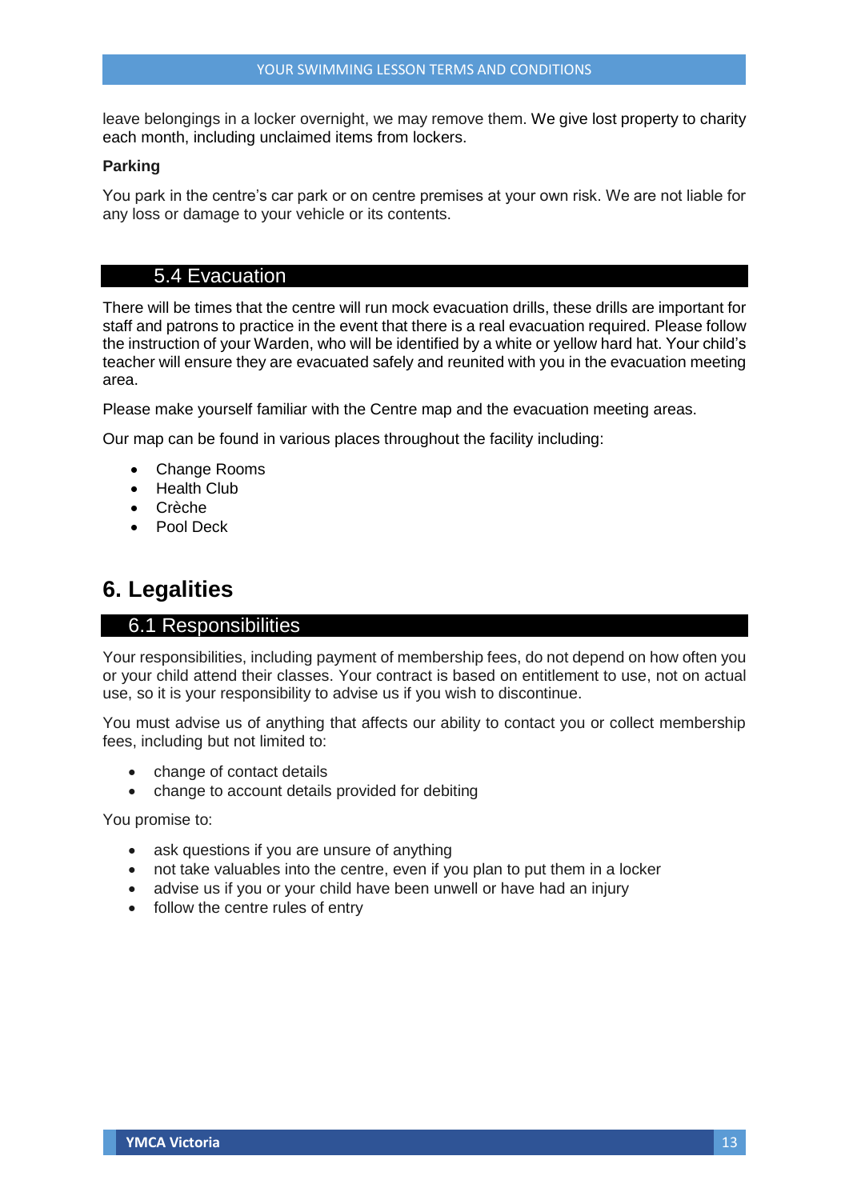leave belongings in a locker overnight, we may remove them. We give lost property to charity each month, including unclaimed items from lockers.

**Parking**

You park in the centre's car park or on centre premises at your own risk. We are not liable for any loss or damage to your vehicle or its contents.

### 5.4 Evacuation

There will be times that the centre will run mock evacuation drills, these drills are important for staff and patrons to practice in the event that there is a real evacuation required. Please follow the instruction of your Warden, who will be identified by a white or yellow hard hat. Your child's teacher will ensure they are evacuated safely and reunited with you in the evacuation meeting area.

Please make yourself familiar with the Centre map and the evacuation meeting areas.

Our map can be found in various places throughout the facility including:

- Change Rooms
- Health Club
- Crèche
- Pool Deck

## 6. Legalities

### 6.1 Responsibilities

Your responsibilities, including payment of membership fees, do not depend on how often you or your child attend their classes. Your contract is based on entitlement to use, not on actual use, so it is your responsibility to advise us if you wish to discontinue.

You must advise us of anything that affects our ability to contact you or collect membership fees, including but not limited to:

- change of contact details
- change to account details provided for debiting

You promise to:

- ask questions if you are unsure of anything
- not take valuables into the centre, even if you plan to put them in a locker
- advise us if you or your child have been unwell or have had an injury
- follow the centre rules of entry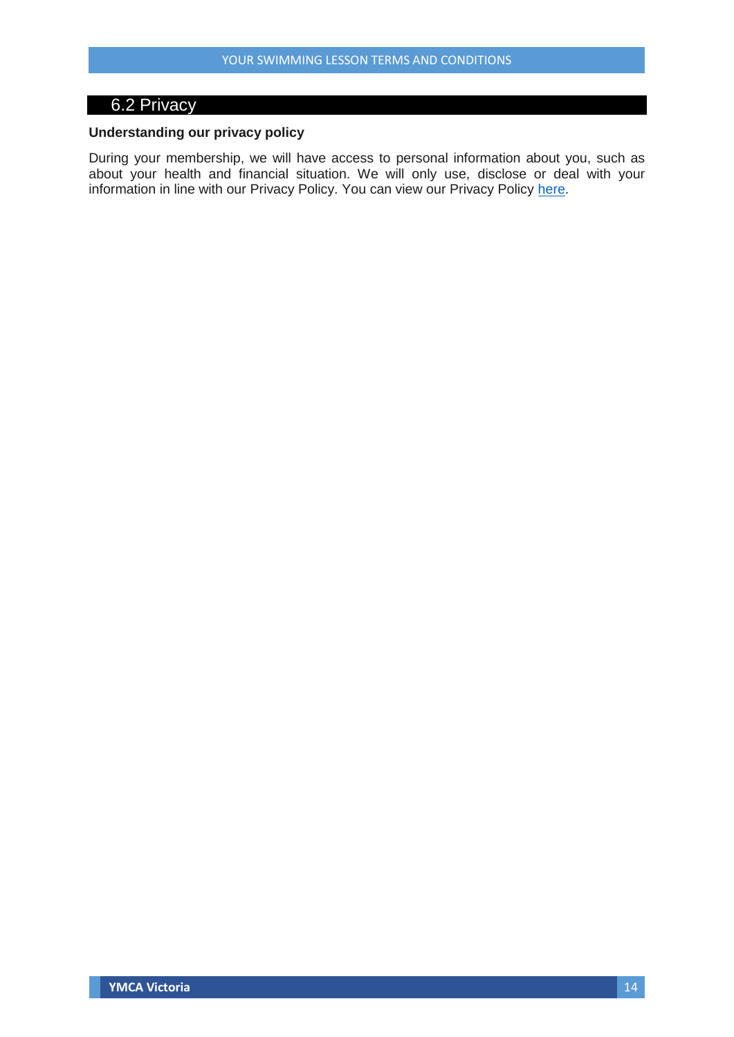## 6.2 Privacy

**Understanding our privacy policy**

During your membership, we will have access to personal information about you, such as about your health and financial situation. We will only use, disclose or deal with your information in line with our Privacy Policy. You can view our Privacy Policy here.